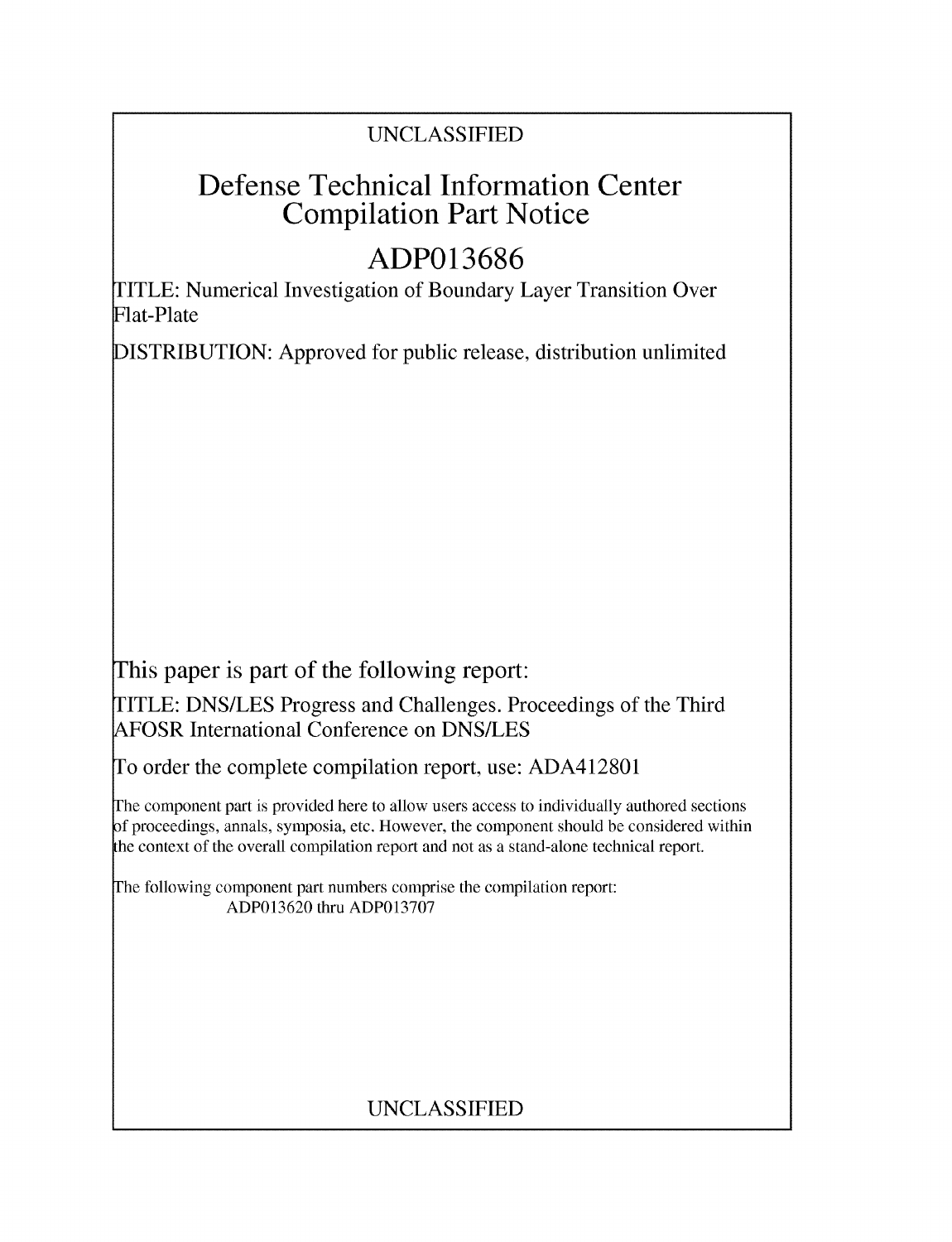UNCLASSIFIED

# Defense Technical Information Center Compilation Part Notice

## ADP013686

TITLE: Numerical Investigation of Boundary Layer Transition Over Flat-Plate

DISTRIBUTION: Approved for public release, distribution unlimited

This paper is part of the following report:

TITLE: DNS/LES Progress and Challenges. Proceedings of the Third AFOSR International Conference on DNS/LES

To order the complete compilation report, use: ADA412801

The component part is provided here to allow users access to individually authored sections of proceedings, annals, symposia, etc. However, the component should be considered within the context of the overall compilation report and not as a stand-alone technical report.

The following component part numbers comprise the compilation report:
ADP013620 thru ADP013707

UNCLASSIFIED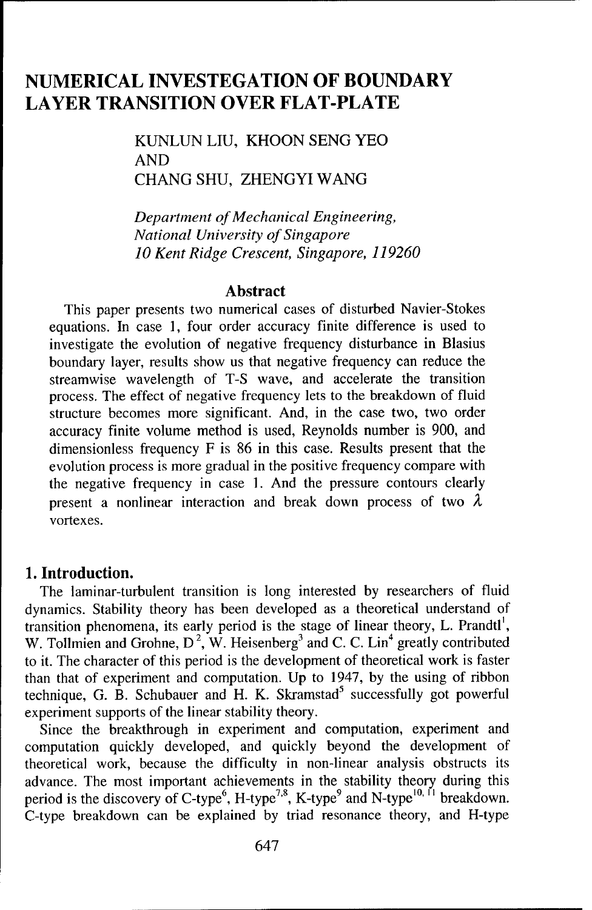# NUMERICAL INVESTEGATION OF BOUNDARY LAYER TRANSITION OVER FLAT-PLATE

KUNLUN LIU, KHOON SENG YEO
AND
CHANG SHU, ZHENGYI WANG

*Department of Mechanical Engineering,*
*National University of Singapore*
*10 Kent Ridge Crescent, Singapore, 119260*

## Abstract

This paper presents two numerical cases of disturbed Navier-Stokes equations. In case 1, four order accuracy finite difference is used to investigate the evolution of negative frequency disturbance in Blasius boundary layer, results show us that negative frequency can reduce the streamwise wavelength of T-S wave, and accelerate the transition process. The effect of negative frequency lets to the breakdown of fluid structure becomes more significant. And, in the case two, two order accuracy finite volume method is used, Reynolds number is 900, and dimensionless frequency F is 86 in this case. Results present that the evolution process is more gradual in the positive frequency compare with the negative frequency in case 1. And the pressure contours clearly present a nonlinear interaction and break down process of two $\lambda$ vortexes.

## 1. Introduction.

The laminar-turbulent transition is long interested by researchers of fluid dynamics. Stability theory has been developed as a theoretical understand of transition phenomena, its early period is the stage of linear theory, L. Prandtl[1], W. Tollmien and Grohne, D[2], W. Heisenberg[3] and C. C. Lin[4] greatly contributed to it. The character of this period is the development of theoretical work is faster than that of experiment and computation. Up to 1947, by the using of ribbon technique, G. B. Schubauer and H. K. Skramstad[5] successfully got powerful experiment supports of the linear stability theory.

Since the breakthrough in experiment and computation, experiment and computation quickly developed, and quickly beyond the development of theoretical work, because the difficulty in non-linear analysis obstructs its advance. The most important achievements in the stability theory during this period is the discovery of C-type[6], H-type[7,8], K-type[9] and N-type[10,11] breakdown. C-type breakdown can be explained by triad resonance theory, and H-type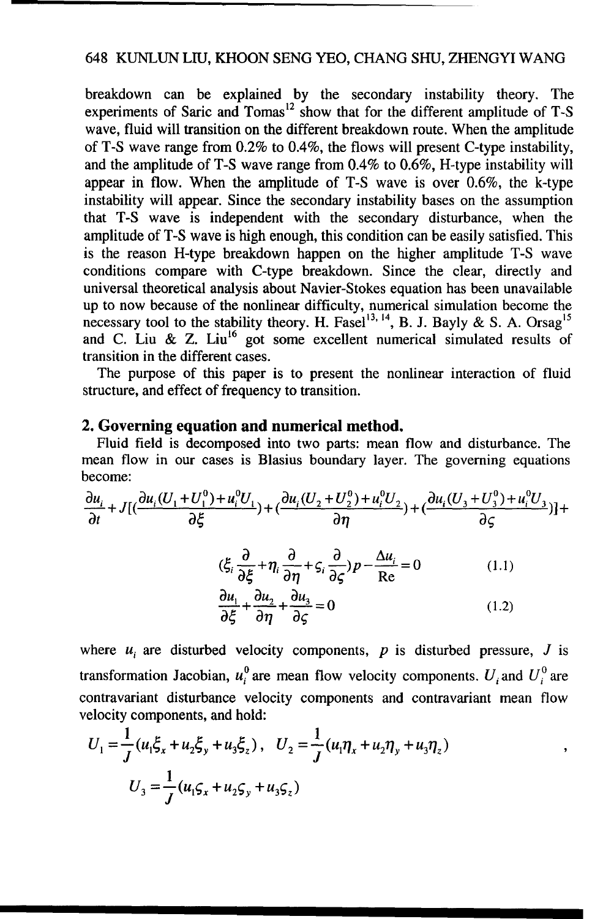breakdown can be explained by the secondary instability theory. The experiments of Saric and Tomas[12] show that for the different amplitude of T-S wave, fluid will transition on the different breakdown route. When the amplitude of T-S wave range from 0.2% to 0.4%, the flows will present C-type instability, and the amplitude of T-S wave range from 0.4% to 0.6%, H-type instability will appear in flow. When the amplitude of T-S wave is over 0.6%, the k-type instability will appear. Since the secondary instability bases on the assumption that T-S wave is independent with the secondary disturbance, when the amplitude of T-S wave is high enough, this condition can be easily satisfied. This is the reason H-type breakdown happen on the higher amplitude T-S wave conditions compare with C-type breakdown. Since the clear, directly and universal theoretical analysis about Navier-Stokes equation has been unavailable up to now because of the nonlinear difficulty, numerical simulation become the necessary tool to the stability theory. H. Fasel[13, 14], B. J. Bayly & S. A. Orsag[15] and C. Liu & Z. Liu[16] got some excellent numerical simulated results of transition in the different cases.

The purpose of this paper is to present the nonlinear interaction of fluid structure, and effect of frequency to transition.

## 2. Governing equation and numerical method.

Fluid field is decomposed into two parts: mean flow and disturbance. The mean flow in our cases is Blasius boundary layer. The governing equations become:

$$\frac{\partial u_i}{\partial t}+J[(\frac{\partial u_i(U_1+U_1^0)+u_i^0 U_1}{\partial \xi})+(\frac{\partial u_i(U_2+U_2^0)+u_i^0 U_2}{\partial \eta})+(\frac{\partial u_i(U_3+U_3^0)+u_i^0 U_3}{\partial \varsigma})]+$$

$$(\xi_i\frac{\partial}{\partial \xi}+\eta_i\frac{\partial}{\partial \eta}+\varsigma_i\frac{\partial}{\partial \varsigma})p-\frac{\Delta u_i}{\mathrm{Re}}=0 \qquad (1.1)$$

$$\frac{\partial u_1}{\partial \xi}+\frac{\partial u_2}{\partial \eta}+\frac{\partial u_3}{\partial \varsigma}=0 \qquad (1.2)$$

where $u_i$ are disturbed velocity components, $p$ is disturbed pressure, $J$ is transformation Jacobian, $u_i^0$ are mean flow velocity components. $U_i$ and $U_i^0$ are contravariant disturbance velocity components and contravariant mean flow velocity components, and hold:

$$U_1=\frac{1}{J}(u_1\xi_x+u_2\xi_y+u_3\xi_z),\quad U_2=\frac{1}{J}(u_1\eta_x+u_2\eta_y+u_3\eta_z),$$

$$U_3=\frac{1}{J}(u_1\varsigma_x+u_2\varsigma_y+u_3\varsigma_z)$$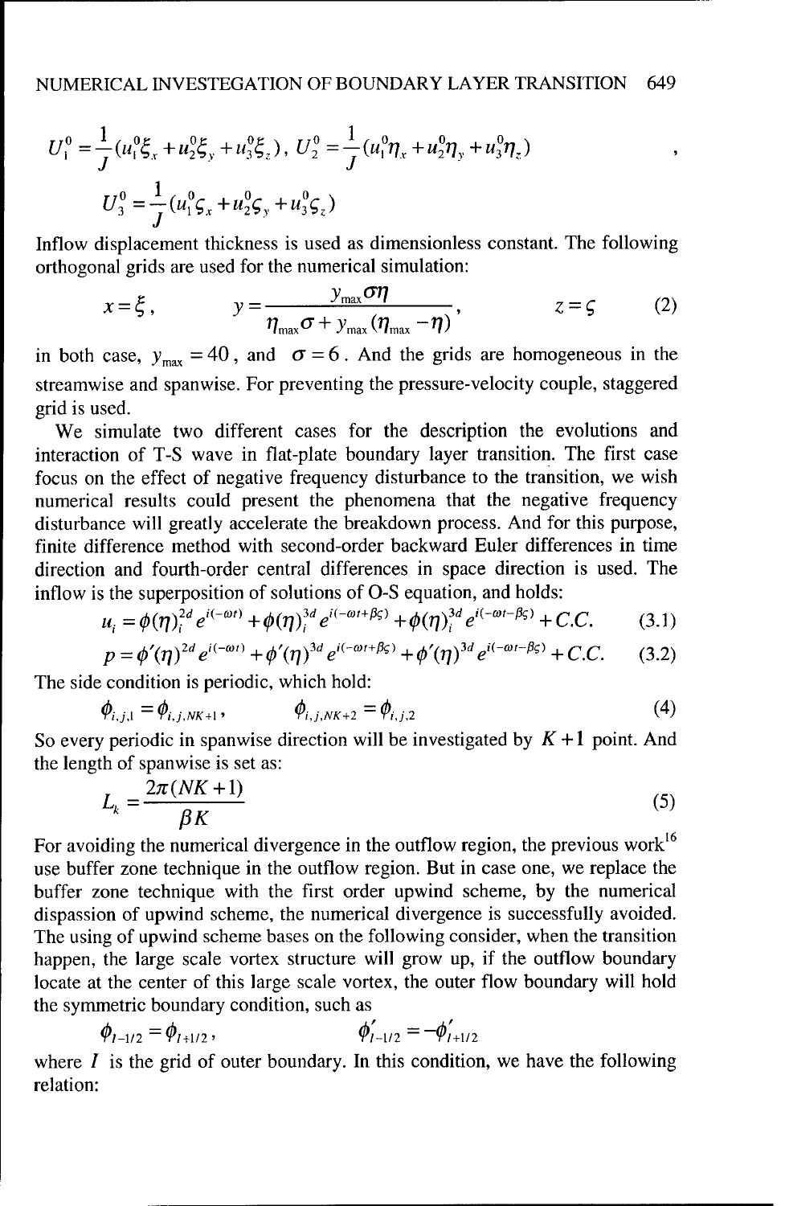$$U_1^0 = \frac{1}{J}(u_1^0\xi_x + u_2^0\xi_y + u_3^0\xi_z),\ U_2^0 = \frac{1}{J}(u_1^0\eta_x + u_2^0\eta_y + u_3^0\eta_z),$$

$$U_3^0 = \frac{1}{J}(u_1^0\varsigma_x + u_2^0\varsigma_y + u_3^0\varsigma_z)$$

Inflow displacement thickness is used as dimensionless constant. The following orthogonal grids are used for the numerical simulation:

$$x = \xi, \qquad y = \frac{y_{\max}\sigma\eta}{\eta_{\max}\sigma + y_{\max}(\eta_{\max} - \eta)}, \qquad z = \varsigma \tag{2}$$

in both case, $y_{\max} = 40$, and $\sigma = 6$. And the grids are homogeneous in the streamwise and spanwise. For preventing the pressure-velocity couple, staggered grid is used.

We simulate two different cases for the description the evolutions and interaction of T-S wave in flat-plate boundary layer transition. The first case focus on the effect of negative frequency disturbance to the transition, we wish numerical results could present the phenomena that the negative frequency disturbance will greatly accelerate the breakdown process. And for this purpose, finite difference method with second-order backward Euler differences in time direction and fourth-order central differences in space direction is used. The inflow is the superposition of solutions of O-S equation, and holds:

$$u_i = \phi(\eta)_i^{2d} e^{i(-\omega t)} + \phi(\eta)_i^{3d} e^{i(-\omega t + \beta\varsigma)} + \phi(\eta)_i^{3d} e^{i(-\omega t - \beta\varsigma)} + C.C. \tag{3.1}$$

$$p = \phi'(\eta)^{2d} e^{i(-\omega t)} + \phi'(\eta)^{3d} e^{i(-\omega t + \beta\varsigma)} + \phi'(\eta)^{3d} e^{i(-\omega t - \beta\varsigma)} + C.C. \tag{3.2}$$

The side condition is periodic, which hold:

$$\phi_{i,j,1} = \phi_{i,j,NK+1}, \qquad \phi_{i,j,NK+2} = \phi_{i,j,2} \tag{4}$$

So every periodic in spanwise direction will be investigated by $K+1$ point. And the length of spanwise is set as:

$$L_k = \frac{2\pi(NK+1)}{\beta K} \tag{5}$$

For avoiding the numerical divergence in the outflow region, the previous work[16] use buffer zone technique in the outflow region. But in case one, we replace the buffer zone technique with the first order upwind scheme, by the numerical dispassion of upwind scheme, the numerical divergence is successfully avoided. The using of upwind scheme bases on the following consider, when the transition happen, the large scale vortex structure will grow up, if the outflow boundary locate at the center of this large scale vortex, the outer flow boundary will hold the symmetric boundary condition, such as

$$\phi_{I-1/2} = \phi_{I+1/2}, \qquad \phi'_{I-1/2} = -\phi'_{I+1/2}$$

where $I$ is the grid of outer boundary. In this condition, we have the following relation: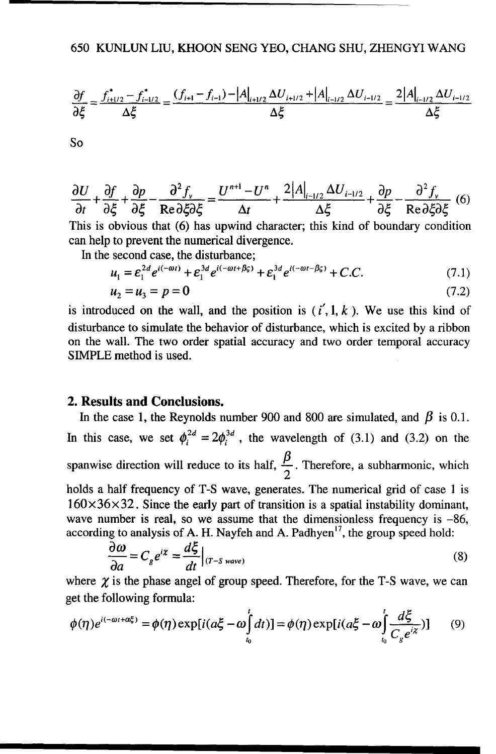$$\frac{\partial f}{\partial \xi}=\frac{f^{*}_{i+1/2}-f^{*}_{i-1/2}}{\Delta \xi}=\frac{(f_{i+1}-f_{i-1})-|A|_{i+1/2}\Delta U_{i+1/2}+|A|_{i-1/2}\Delta U_{i-1/2}}{\Delta \xi}=\frac{2|A|_{i-1/2}\Delta U_{i-1/2}}{\Delta \xi}$$

So

$$\frac{\partial U}{\partial t}+\frac{\partial f}{\partial \xi}+\frac{\partial p}{\partial \xi}-\frac{\partial^2 f_v}{\mathrm{Re}\,\partial \xi \partial \xi}=\frac{U^{n+1}-U^{n}}{\Delta t}+\frac{2|A|_{i-1/2}\Delta U_{i-1/2}}{\Delta \xi}+\frac{\partial p}{\partial \xi}-\frac{\partial^2 f_v}{\mathrm{Re}\,\partial \xi \partial \xi} \quad (6)$$

This is obvious that (6) has upwind character; this kind of boundary condition can help to prevent the numerical divergence.

In the second case, the disturbance;

$$u_1=\varepsilon_1^{2d}e^{i(-\omega t)}+\varepsilon_1^{3d}e^{i(-\omega t+\beta\varsigma)}+\varepsilon_1^{3d}e^{i(-\omega t-\beta\varsigma)}+C.C. \quad (7.1)$$

$$u_2=u_3=p=0 \quad (7.2)$$

is introduced on the wall, and the position is $(i',1,k)$. We use this kind of disturbance to simulate the behavior of disturbance, which is excited by a ribbon on the wall. The two order spatial accuracy and two order temporal accuracy SIMPLE method is used.

## 2. Results and Conclusions.

In the case 1, the Reynolds number 900 and 800 are simulated, and $\beta$ is 0.1. In this case, we set $\phi_i^{2d}=2\phi_i^{3d}$, the wavelength of (3.1) and (3.2) on the spanwise direction will reduce to its half, $\frac{\beta}{2}$. Therefore, a subharmonic, which holds a half frequency of T-S wave, generates. The numerical grid of case 1 is $160\times 36\times 32$. Since the early part of transition is a spatial instability dominant, wave number is real, so we assume that the dimensionless frequency is –86, according to analysis of A. H. Nayfeh and A. Padhyen[17], the group speed hold:

$$\frac{\partial \omega}{\partial a}=C_g e^{i\chi}=\frac{d\xi}{dt}\Big|_{(T-S\ wave)} \quad (8)$$

where $\chi$ is the phase angel of group speed. Therefore, for the T-S wave, we can get the following formula:

$$\phi(\eta)e^{i(-\omega t+\alpha\xi)}=\phi(\eta)\exp[i(a\xi-\omega\int_{t_0}^{t}dt)]=\phi(\eta)\exp[i(a\xi-\omega\int_{t_0}^{t}\frac{d\xi}{C_g e^{i\chi}})] \quad (9)$$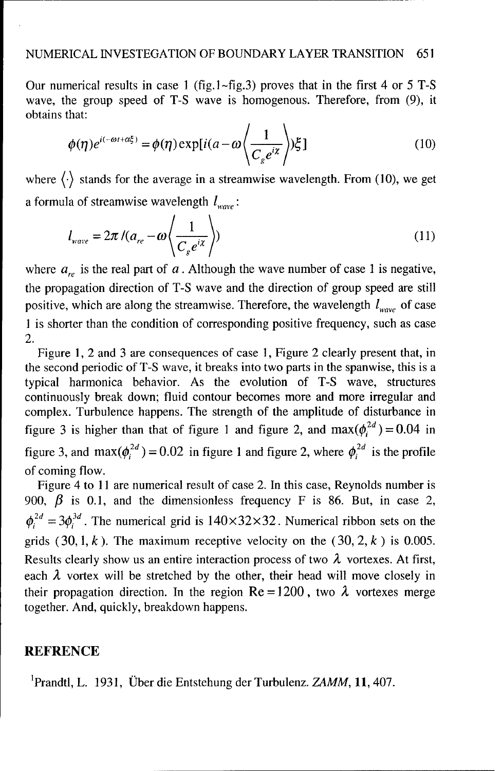Our numerical results in case 1 (fig.1~fig.3) proves that in the first 4 or 5 T-S wave, the group speed of T-S wave is homogenous. Therefore, from (9), it obtains that:

$$\phi(\eta)e^{i(-\omega t+\alpha\xi)} = \phi(\eta)\exp[i(a-\omega\left\langle \frac{1}{C_g e^{i\chi}} \right\rangle)\xi] \tag{10}$$

where $\langle\cdot\rangle$ stands for the average in a streamwise wavelength. From (10), we get a formula of streamwise wavelength $l_{wave}$:

$$l_{wave} = 2\pi/(a_{re} - \omega\left\langle \frac{1}{C_g e^{i\chi}} \right\rangle) \tag{11}$$

where $a_{re}$ is the real part of $a$. Although the wave number of case 1 is negative, the propagation direction of T-S wave and the direction of group speed are still positive, which are along the streamwise. Therefore, the wavelength $l_{wave}$ of case 1 is shorter than the condition of corresponding positive frequency, such as case 2.

Figure 1, 2 and 3 are consequences of case 1, Figure 2 clearly present that, in the second periodic of T-S wave, it breaks into two parts in the spanwise, this is a typical harmonica behavior. As the evolution of T-S wave, structures continuously break down; fluid contour becomes more and more irregular and complex. Turbulence happens. The strength of the amplitude of disturbance in figure 3 is higher than that of figure 1 and figure 2, and $\max(\phi_i^{2d}) = 0.04$ in figure 3, and $\max(\phi_i^{2d}) = 0.02$ in figure 1 and figure 2, where $\phi_i^{2d}$ is the profile of coming flow.

Figure 4 to 11 are numerical result of case 2. In this case, Reynolds number is 900, $\beta$ is 0.1, and the dimensionless frequency F is 86. But, in case 2, $\phi_i^{2d} = 3\phi_i^{3d}$. The numerical grid is $140\times32\times32$. Numerical ribbon sets on the grids ($30, 1, k$). The maximum receptive velocity on the ($30, 2, k$) is 0.005. Results clearly show us an entire interaction process of two $\lambda$ vortexes. At first, each $\lambda$ vortex will be stretched by the other, their head will move closely in their propagation direction. In the region $\mathrm{Re}=1200$, two $\lambda$ vortexes merge together. And, quickly, breakdown happens.

## REFRENCE

[1]Prandtl, L. 1931, Über die Entstehung der Turbulenz. *ZAMM*, **11**, 407.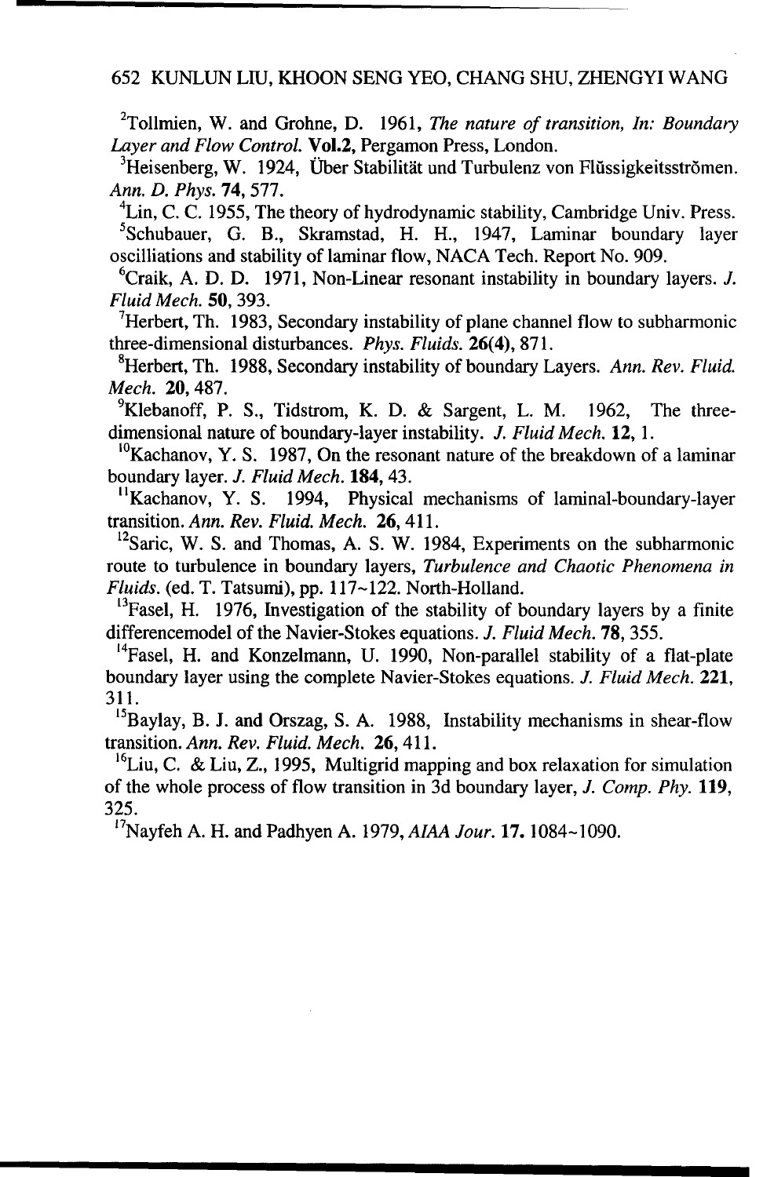[2]Tollmien, W. and Grohne, D. 1961, *The nature of transition, In: Boundary Layer and Flow Control.* **Vol.2,** Pergamon Press, London.

[3]Heisenberg, W. 1924, Über Stabilität und Turbulenz von Flüssigkeitsströmen. *Ann. D. Phys.* **74,** 577.

[4]Lin, C. C. 1955, The theory of hydrodynamic stability, Cambridge Univ. Press.

[5]Schubauer, G. B., Skramstad, H. H., 1947, Laminar boundary layer oscilliations and stability of laminar flow, NACA Tech. Report No. 909.

[6]Craik, A. D. D. 1971, Non-Linear resonant instability in boundary layers. *J. Fluid Mech.* **50,** 393.

[7]Herbert, Th. 1983, Secondary instability of plane channel flow to subharmonic three-dimensional disturbances. *Phys. Fluids.* **26(4),** 871.

[8]Herbert, Th. 1988, Secondary instability of boundary Layers. *Ann. Rev. Fluid. Mech.* **20,** 487.

[9]Klebanoff, P. S., Tidstrom, K. D. & Sargent, L. M. 1962, The three-dimensional nature of boundary-layer instability. *J. Fluid Mech.* **12,** 1.

[10]Kachanov, Y. S. 1987, On the resonant nature of the breakdown of a laminar boundary layer. *J. Fluid Mech.* **184,** 43.

[11]Kachanov, Y. S. 1994, Physical mechanisms of laminal-boundary-layer transition. *Ann. Rev. Fluid. Mech.* **26,** 411.

[12]Saric, W. S. and Thomas, A. S. W. 1984, Experiments on the subharmonic route to turbulence in boundary layers, *Turbulence and Chaotic Phenomena in Fluids.* (ed. T. Tatsumi), pp. 117~122. North-Holland.

[13]Fasel, H. 1976, Investigation of the stability of boundary layers by a finite differencemodel of the Navier-Stokes equations. *J. Fluid Mech.* **78,** 355.

[14]Fasel, H. and Konzelmann, U. 1990, Non-parallel stability of a flat-plate boundary layer using the complete Navier-Stokes equations. *J. Fluid Mech.* **221,** 311.

[15]Baylay, B. J. and Orszag, S. A. 1988, Instability mechanisms in shear-flow transition. *Ann. Rev. Fluid. Mech.* **26,** 411.

[16]Liu, C. & Liu, Z., 1995, Multigrid mapping and box relaxation for simulation of the whole process of flow transition in 3d boundary layer, *J. Comp. Phy.* **119,** 325.

[17]Nayfeh A. H. and Padhyen A. 1979, *AIAA Jour.* **17.** 1084~1090.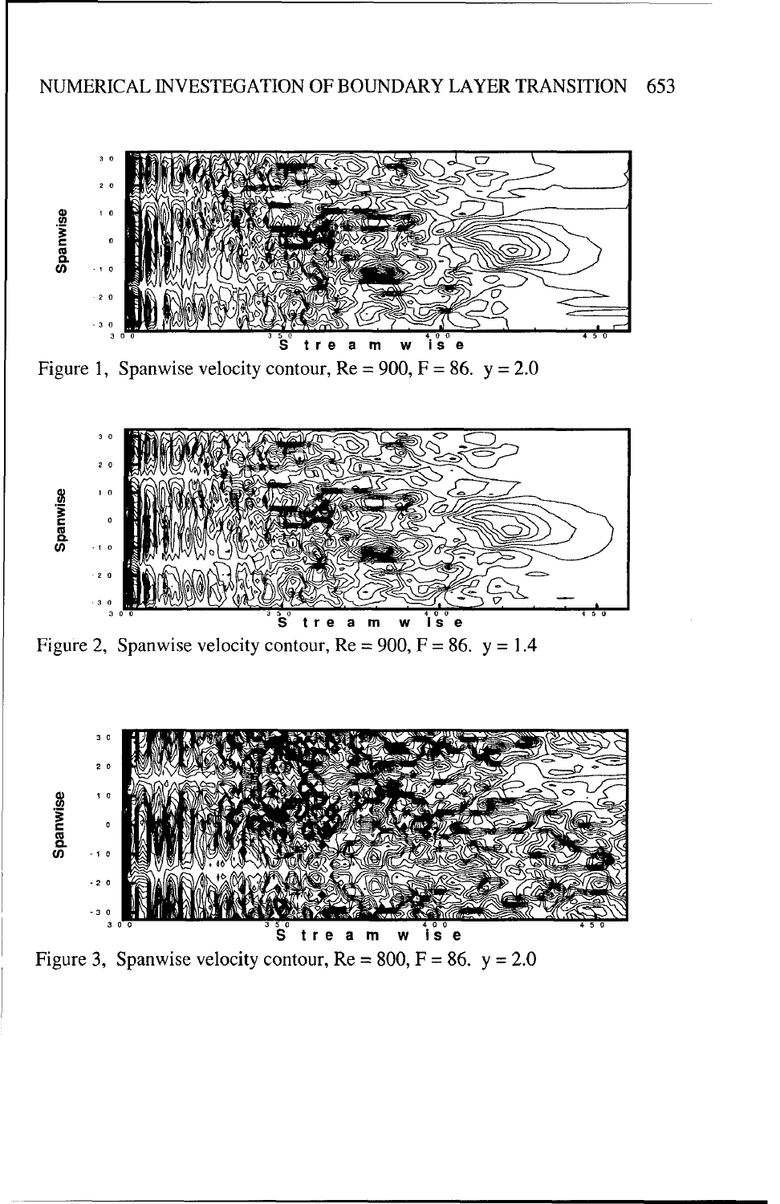Figure 1, Spanwise velocity contour, Re = 900, F = 86. y = 2.0

Figure 2, Spanwise velocity contour, Re = 900, F = 86. y = 1.4

Figure 3, Spanwise velocity contour, Re = 800, F = 86. y = 2.0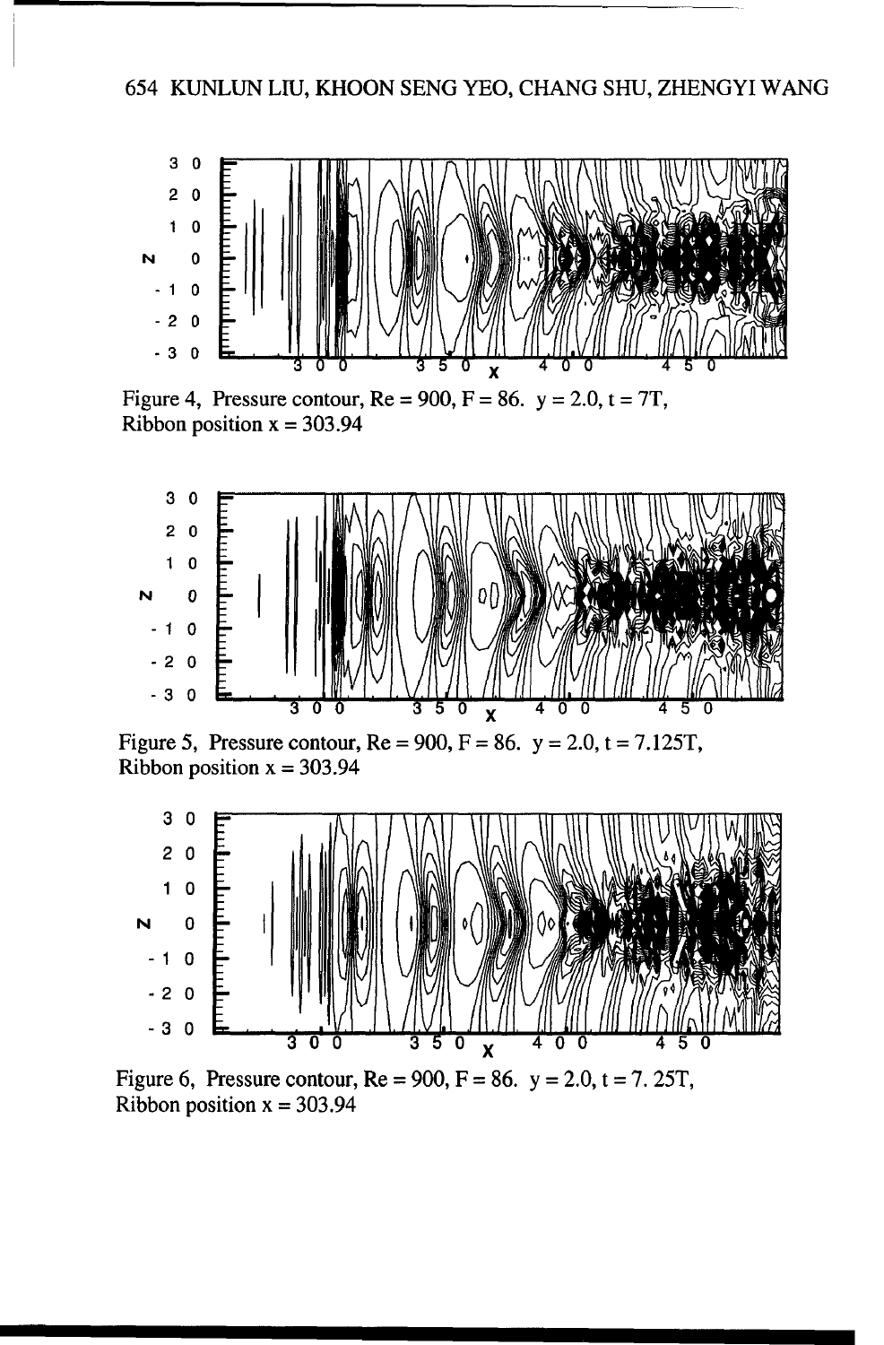Figure 4, Pressure contour, Re = 900, F = 86. y = 2.0, t = 7T, Ribbon position x = 303.94

Figure 5, Pressure contour, Re = 900, F = 86. y = 2.0, t = 7.125T, Ribbon position x = 303.94

Figure 6, Pressure contour, Re = 900, F = 86. y = 2.0, t = 7. 25T, Ribbon position x = 303.94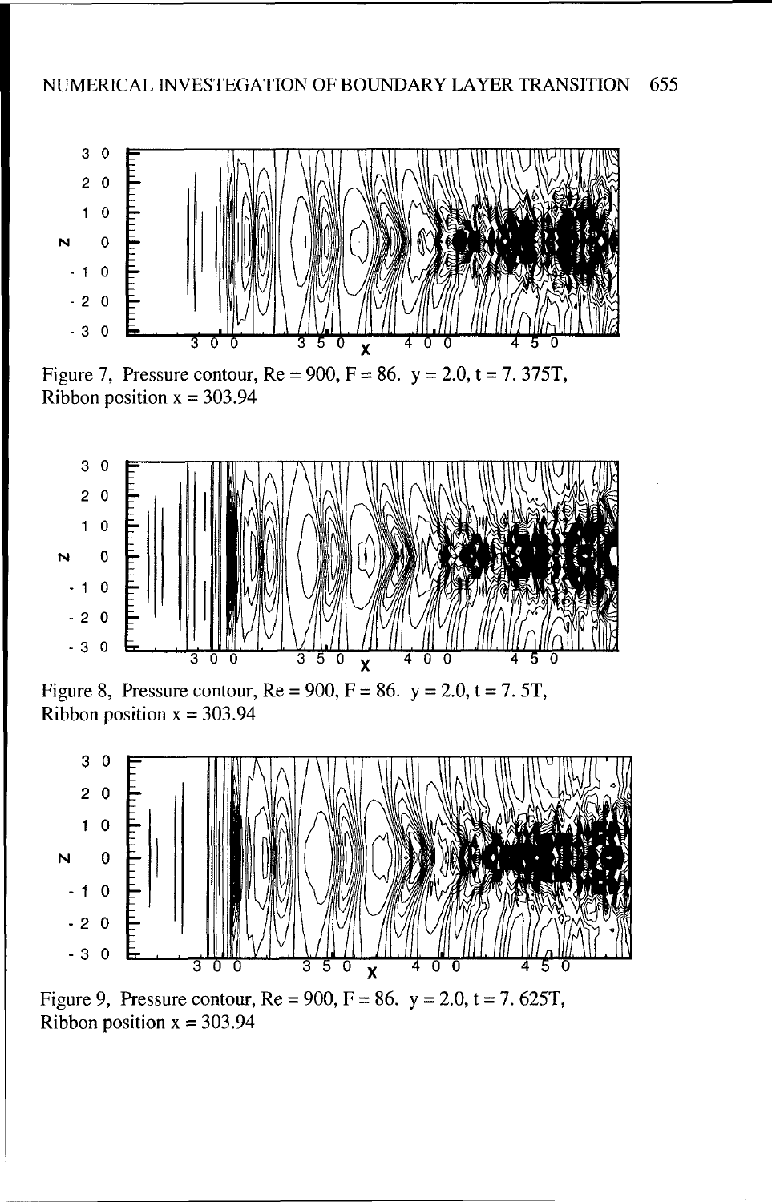Figure 7, Pressure contour, Re = 900, F = 86. y = 2.0, t = 7. 375T, Ribbon position x = 303.94

Figure 8, Pressure contour, Re = 900, F = 86. y = 2.0, t = 7. 5T, Ribbon position x = 303.94

Figure 9, Pressure contour, Re = 900, F = 86. y = 2.0, t = 7. 625T, Ribbon position x = 303.94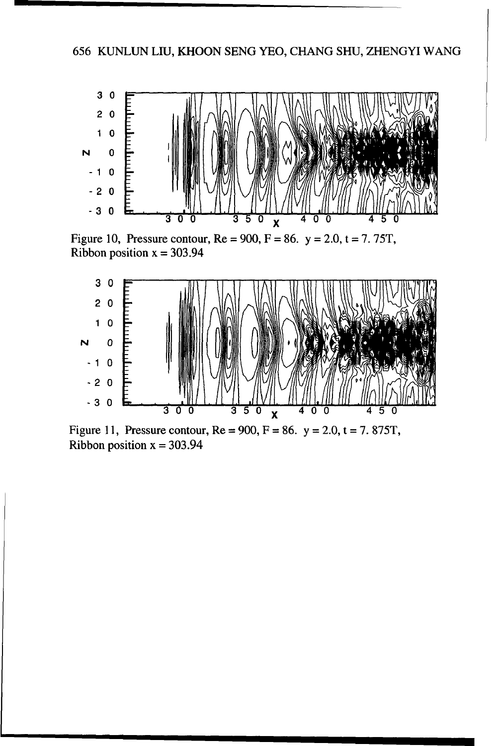30
20
10
Z 0
-10
-20
-30
300 350 X 400 450

Figure 10, Pressure contour, Re = 900, F = 86. y = 2.0, t = 7. 75T, Ribbon position x = 303.94

30
20
10
Z 0
-10
-20
-30
300 350 X 400 450

Figure 11, Pressure contour, Re = 900, F = 86. y = 2.0, t = 7. 875T, Ribbon position x = 303.94